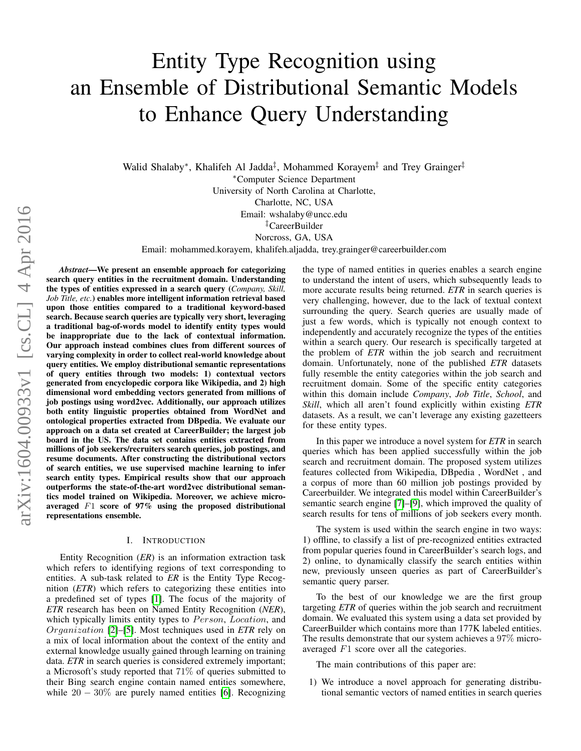# Entity Type Recognition using an Ensemble of Distributional Semantic Models to Enhance Query Understanding

Walid Shalaby[*], Khalifeh Al Jadda[‡], Mohammed Korayem[‡] and Trey Grainger[‡]

[*]Computer Science Department
University of North Carolina at Charlotte,
Charlotte, NC, USA
Email: wshalaby@uncc.edu

[‡]CareerBuilder
Norcross, GA, USA
Email: mohammed.korayem, khalifeh.aljadda, trey.grainger@careerbuilder.com

***Abstract*—We present an ensemble approach for categorizing search query entities in the recruitment domain. Understanding the types of entities expressed in a search query (*Company, Skill, Job Title, etc.*) enables more intelligent information retrieval based upon those entities compared to a traditional keyword-based search. Because search queries are typically very short, leveraging a traditional bag-of-words model to identify entity types would be inappropriate due to the lack of contextual information. Our approach instead combines clues from different sources of varying complexity in order to collect real-world knowledge about query entities. We employ distributional semantic representations of query entities through two models: 1) contextual vectors generated from encyclopedic corpora like Wikipedia, and 2) high dimensional word embedding vectors generated from millions of job postings using word2vec. Additionally, our approach utilizes both entity linguistic properties obtained from WordNet and ontological properties extracted from DBpedia. We evaluate our approach on a data set created at CareerBuilder; the largest job board in the US. The data set contains entities extracted from millions of job seekers/recruiters search queries, job postings, and resume documents. After constructing the distributional vectors of search entities, we use supervised machine learning to infer search entity types. Empirical results show that our approach outperforms the state-of-the-art word2vec distributional semantics model trained on Wikipedia. Moreover, we achieve micro-averaged $F1$ score of 97% using the proposed distributional representations ensemble.**

## I. Introduction

Entity Recognition (*ER*) is an information extraction task which refers to identifying regions of text corresponding to entities. A sub-task related to *ER* is the Entity Type Recognition (*ETR*) which refers to categorizing these entities into a predefined set of types [1]. The focus of the majority of *ETR* research has been on Named Entity Recognition (*NER*), which typically limits entity types to $Person$, $Location$, and $Organization$ [2]–[5]. Most techniques used in *ETR* rely on a mix of local information about the context of the entity and external knowledge usually gained through learning on training data. *ETR* in search queries is considered extremely important; a Microsoft's study reported that 71% of queries submitted to their Bing search engine contain named entities somewhere, while $20 - 30\%$ are purely named entities [6]. Recognizing the type of named entities in queries enables a search engine to understand the intent of users, which subsequently leads to more accurate results being returned. *ETR* in search queries is very challenging, however, due to the lack of textual context surrounding the query. Search queries are usually made of just a few words, which is typically not enough context to independently and accurately recognize the types of the entities within a search query. Our research is specifically targeted at the problem of *ETR* within the job search and recruitment domain. Unfortunately, none of the published *ETR* datasets fully resemble the entity categories within the job search and recruitment domain. Some of the specific entity categories within this domain include *Company*, *Job Title*, *School*, and *Skill*, which all aren't found explicitly within existing *ETR* datasets. As a result, we can't leverage any existing gazetteers for these entity types.

In this paper we introduce a novel system for *ETR* in search queries which has been applied successfully within the job search and recruitment domain. The proposed system utilizes features collected from Wikipedia, DBpedia , WordNet , and a corpus of more than 60 million job postings provided by Careerbuilder. We integrated this model within CareerBuilder's semantic search engine [7]–[9], which improved the quality of search results for tens of millions of job seekers every month.

The system is used within the search engine in two ways: 1) offline, to classify a list of pre-recognized entities extracted from popular queries found in CareerBuilder's search logs, and 2) online, to dynamically classify the search entities within new, previously unseen queries as part of CareerBuilder's semantic query parser.

To the best of our knowledge we are the first group targeting *ETR* of queries within the job search and recruitment domain. We evaluated this system using a data set provided by CareerBuilder which contains more than 177K labeled entities. The results demonstrate that our system achieves a 97% micro-averaged $F1$ score over all the categories.

The main contributions of this paper are:

1) We introduce a novel approach for generating distributional semantic vectors of named entities in search queries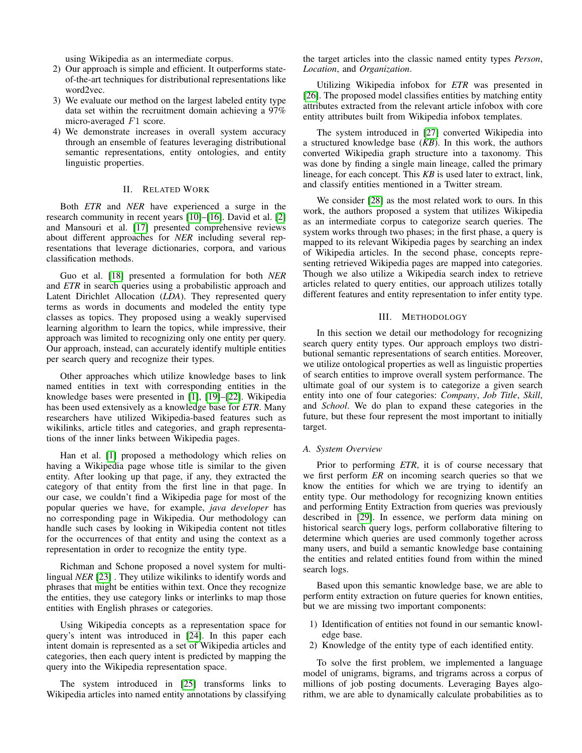using Wikipedia as an intermediate corpus.

2) Our approach is simple and efficient. It outperforms state-of-the-art techniques for distributional representations like word2vec.
3) We evaluate our method on the largest labeled entity type data set within the recruitment domain achieving a 97% micro-averaged $F1$ score.
4) We demonstrate increases in overall system accuracy through an ensemble of features leveraging distributional semantic representations, entity ontologies, and entity linguistic properties.

## II. Related Work

Both *ETR* and *NER* have experienced a surge in the research community in recent years [10]–[16]. David et al. [2] and Mansouri et al. [17] presented comprehensive reviews about different approaches for *NER* including several representations that leverage dictionaries, corpora, and various classification methods.

Guo et al. [18] presented a formulation for both *NER* and *ETR* in search queries using a probabilistic approach and Latent Dirichlet Allocation (*LDA*). They represented query terms as words in documents and modeled the entity type classes as topics. They proposed using a weakly supervised learning algorithm to learn the topics, while impressive, their approach was limited to recognizing only one entity per query. Our approach, instead, can accurately identify multiple entities per search query and recognize their types.

Other approaches which utilize knowledge bases to link named entities in text with corresponding entities in the knowledge bases were presented in [1], [19]–[22]. Wikipedia has been used extensively as a knowledge base for *ETR*. Many researchers have utilized Wikipedia-based features such as wikilinks, article titles and categories, and graph representations of the inner links between Wikipedia pages.

Han et al. [1] proposed a methodology which relies on having a Wikipedia page whose title is similar to the given entity. After looking up that page, if any, they extracted the category of that entity from the first line in that page. In our case, we couldn't find a Wikipedia page for most of the popular queries we have, for example, *java developer* has no corresponding page in Wikipedia. Our methodology can handle such cases by looking in Wikipedia content not titles for the occurrences of that entity and using the context as a representation in order to recognize the entity type.

Richman and Schone proposed a novel system for multi-lingual *NER* [23] . They utilize wikilinks to identify words and phrases that might be entities within text. Once they recognize the entities, they use category links or interlinks to map those entities with English phrases or categories.

Using Wikipedia concepts as a representation space for query's intent was introduced in [24]. In this paper each intent domain is represented as a set of Wikipedia articles and categories, then each query intent is predicted by mapping the query into the Wikipedia representation space.

The system introduced in [25] transforms links to Wikipedia articles into named entity annotations by classifying the target articles into the classic named entity types *Person*, *Location*, and *Organization*.

Utilizing Wikipedia infobox for *ETR* was presented in [26]. The proposed model classifies entities by matching entity attributes extracted from the relevant article infobox with core entity attributes built from Wikipedia infobox templates.

The system introduced in [27] converted Wikipedia into a structured knowledge base (*KB*). In this work, the authors converted Wikipedia graph structure into a taxonomy. This was done by finding a single main lineage, called the primary lineage, for each concept. This *KB* is used later to extract, link, and classify entities mentioned in a Twitter stream.

We consider [28] as the most related work to ours. In this work, the authors proposed a system that utilizes Wikipedia as an intermediate corpus to categorize search queries. The system works through two phases; in the first phase, a query is mapped to its relevant Wikipedia pages by searching an index of Wikipedia articles. In the second phase, concepts representing retrieved Wikipedia pages are mapped into categories. Though we also utilize a Wikipedia search index to retrieve articles related to query entities, our approach utilizes totally different features and entity representation to infer entity type.

## III. Methodology

In this section we detail our methodology for recognizing search query entity types. Our approach employs two distributional semantic representations of search entities. Moreover, we utilize ontological properties as well as linguistic properties of search entities to improve overall system performance. The ultimate goal of our system is to categorize a given search entity into one of four categories: *Company*, *Job Title*, *Skill*, and *School*. We do plan to expand these categories in the future, but these four represent the most important to initially target.

### A. System Overview

Prior to performing *ETR*, it is of course necessary that we first perform *ER* on incoming search queries so that we know the entities for which we are trying to identify an entity type. Our methodology for recognizing known entities and performing Entity Extraction from queries was previously described in [29]. In essence, we perform data mining on historical search query logs, perform collaborative filtering to determine which queries are used commonly together across many users, and build a semantic knowledge base containing the entities and related entities found from within the mined search logs.

Based upon this semantic knowledge base, we are able to perform entity extraction on future queries for known entities, but we are missing two important components:

1) Identification of entities not found in our semantic knowledge base.
2) Knowledge of the entity type of each identified entity.

To solve the first problem, we implemented a language model of unigrams, bigrams, and trigrams across a corpus of millions of job posting documents. Leveraging Bayes algorithm, we are able to dynamically calculate probabilities as to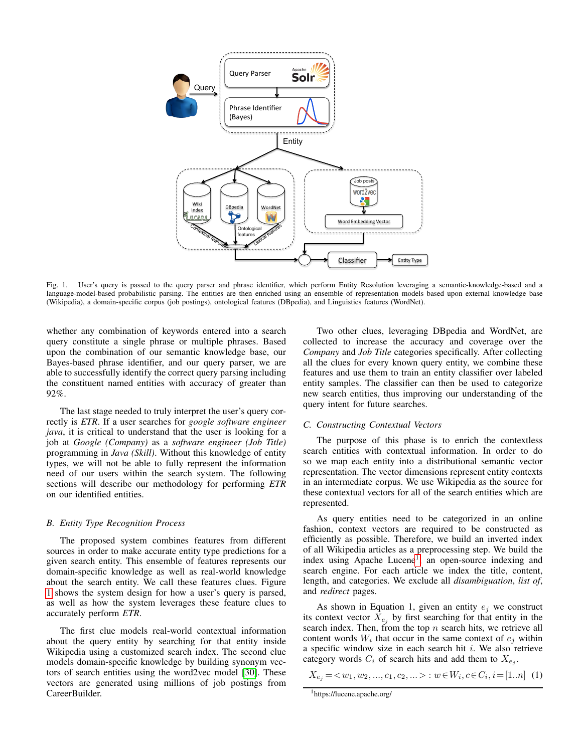Fig. 1. User's query is passed to the query parser and phrase identifier, which perform Entity Resolution leveraging a semantic-knowledge-based and a language-model-based probabilistic parsing. The entities are then enriched using an ensemble of representation models based upon external knowledge base (Wikipedia), a domain-specific corpus (job postings), ontological features (DBpedia), and Linguistics features (WordNet).

whether any combination of keywords entered into a search query constitute a single phrase or multiple phrases. Based upon the combination of our semantic knowledge base, our Bayes-based phrase identifier, and our query parser, we are able to successfully identify the correct query parsing including the constituent named entities with accuracy of greater than 92%.

The last stage needed to truly interpret the user's query correctly is *ETR*. If a user searches for *google software engineer java*, it is critical to understand that the user is looking for a job at *Google (Company)* as a *software engineer (Job Title)* programming in *Java (Skill)*. Without this knowledge of entity types, we will not be able to fully represent the information need of our users within the search system. The following sections will describe our methodology for performing *ETR* on our identified entities.

### B. Entity Type Recognition Process

The proposed system combines features from different sources in order to make accurate entity type predictions for a given search entity. This ensemble of features represents our domain-specific knowledge as well as real-world knowledge about the search entity. We call these features clues. Figure 1 shows the system design for how a user's query is parsed, as well as how the system leverages these feature clues to accurately perform *ETR*.

The first clue models real-world contextual information about the query entity by searching for that entity inside Wikipedia using a customized search index. The second clue models domain-specific knowledge by building synonym vectors of search entities using the word2vec model [30]. These vectors are generated using millions of job postings from CareerBuilder.

Two other clues, leveraging DBpedia and WordNet, are collected to increase the accuracy and coverage over the *Company* and *Job Title* categories specifically. After collecting all the clues for every known query entity, we combine these features and use them to train an entity classifier over labeled entity samples. The classifier can then be used to categorize new search entities, thus improving our understanding of the query intent for future searches.

### C. Constructing Contextual Vectors

The purpose of this phase is to enrich the contextless search entities with contextual information. In order to do so we map each entity into a distributional semantic vector representation. The vector dimensions represent entity contexts in an intermediate corpus. We use Wikipedia as the source for these contextual vectors for all of the search entities which are represented.

As query entities need to be categorized in an online fashion, context vectors are required to be constructed as efficiently as possible. Therefore, we build an inverted index of all Wikipedia articles as a preprocessing step. We build the index using Apache Lucene[1], an open-source indexing and search engine. For each article we index the title, content, length, and categories. We exclude all *disambiguation*, *list of*, and *redirect* pages.

As shown in Equation 1, given an entity $e_j$ we construct its context vector $X_{e_j}$ by first searching for that entity in the search index. Then, from the top $n$ search hits, we retrieve all content words $W_i$ that occur in the same context of $e_j$ within a specific window size in each search hit $i$. We also retrieve category words $C_i$ of search hits and add them to $X_{e_j}$.

$$X_{e_j} = < w_1, w_2, ..., c_1, c_2, ... > : w \in W_i, c \in C_i, i = [1..n] \quad (1)$$

[1]https://lucene.apache.org/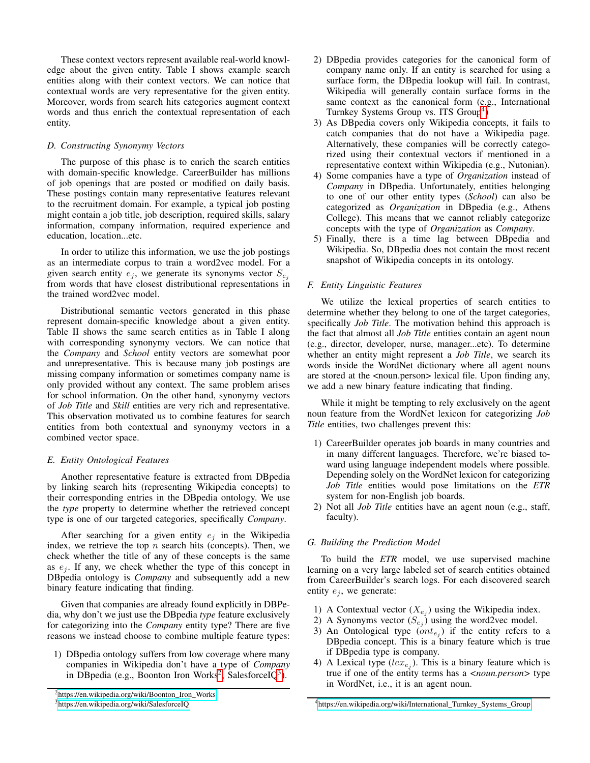These context vectors represent available real-world knowledge about the given entity. Table I shows example search entities along with their context vectors. We can notice that contextual words are very representative for the given entity. Moreover, words from search hits categories augment context words and thus enrich the contextual representation of each entity.

### *D. Constructing Synonymy Vectors*

The purpose of this phase is to enrich the search entities with domain-specific knowledge. CareerBuilder has millions of job openings that are posted or modified on daily basis. These postings contain many representative features relevant to the recruitment domain. For example, a typical job posting might contain a job title, job description, required skills, salary information, company information, required experience and education, location...etc.

In order to utilize this information, we use the job postings as an intermediate corpus to train a word2vec model. For a given search entity $e_j$, we generate its synonyms vector $S_{e_j}$ from words that have closest distributional representations in the trained word2vec model.

Distributional semantic vectors generated in this phase represent domain-specific knowledge about a given entity. Table II shows the same search entities as in Table I along with corresponding synonymy vectors. We can notice that the *Company* and *School* entity vectors are somewhat poor and unrepresentative. This is because many job postings are missing company information or sometimes company name is only provided without any context. The same problem arises for school information. On the other hand, synonymy vectors of *Job Title* and *Skill* entities are very rich and representative. This observation motivated us to combine features for search entities from both contextual and synonymy vectors in a combined vector space.

### *E. Entity Ontological Features*

Another representative feature is extracted from DBpedia by linking search hits (representing Wikipedia concepts) to their corresponding entries in the DBpedia ontology. We use the *type* property to determine whether the retrieved concept type is one of our targeted categories, specifically *Company*.

After searching for a given entity $e_j$ in the Wikipedia index, we retrieve the top $n$ search hits (concepts). Then, we check whether the title of any of these concepts is the same as $e_j$. If any, we check whether the type of this concept in DBpedia ontology is *Company* and subsequently add a new binary feature indicating that finding.

Given that companies are already found explicitly in DBPedia, why don't we just use the DBpedia *type* feature exclusively for categorizing into the *Company* entity type? There are five reasons we instead choose to combine multiple feature types:

1) DBpedia ontology suffers from low coverage where many companies in Wikipedia don't have a type of *Company* in DBpedia (e.g., Boonton Iron Works[2], SalesforceIQ[3]).
2) DBpedia provides categories for the canonical form of company name only. If an entity is searched for using a surface form, the DBpedia lookup will fail. In contrast, Wikipedia will generally contain surface forms in the same context as the canonical form (e.g., International Turnkey Systems Group vs. ITS Group[4])
3) As DBpedia covers only Wikipedia concepts, it fails to catch companies that do not have a Wikipedia page. Alternatively, these companies will be correctly categorized using their contextual vectors if mentioned in a representative context within Wikipedia (e.g., Nutonian).
4) Some companies have a type of *Organization* instead of *Company* in DBpedia. Unfortunately, entities belonging to one of our other entity types (*School*) can also be categorized as *Organization* in DBpedia (e.g., Athens College). This means that we cannot reliably categorize concepts with the type of *Organization* as *Company*.
5) Finally, there is a time lag between DBpedia and Wikipedia. So, DBpedia does not contain the most recent snapshot of Wikipedia concepts in its ontology.

### *F. Entity Linguistic Features*

We utilize the lexical properties of search entities to determine whether they belong to one of the target categories, specifically *Job Title*. The motivation behind this approach is the fact that almost all *Job Title* entities contain an agent noun (e.g., director, developer, nurse, manager...etc). To determine whether an entity might represent a *Job Title*, we search its words inside the WordNet dictionary where all agent nouns are stored at the <noun.person> lexical file. Upon finding any, we add a new binary feature indicating that finding.

While it might be tempting to rely exclusively on the agent noun feature from the WordNet lexicon for categorizing *Job Title* entities, two challenges prevent this:

1) CareerBuilder operates job boards in many countries and in many different languages. Therefore, we're biased toward using language independent models where possible. Depending solely on the WordNet lexicon for categorizing *Job Title* entities would pose limitations on the *ETR* system for non-English job boards.
2) Not all *Job Title* entities have an agent noun (e.g., staff, faculty).

### *G. Building the Prediction Model*

To build the *ETR* model, we use supervised machine learning on a very large labeled set of search entities obtained from CareerBuilder's search logs. For each discovered search entity $e_j$, we generate:

1) A Contextual vector ($X_{e_j}$) using the Wikipedia index.
2) A Synonyms vector ($S_{e_j}$) using the word2vec model.
3) An Ontological type ($ont_{e_j}$) if the entity refers to a DBpedia concept. This is a binary feature which is true if DBpedia type is company.
4) A Lexical type ($lex_{e_j}$). This is a binary feature which is true if one of the entity terms has a *<noun.person>* type in WordNet, i.e., it is an agent noun.

[2] https://en.wikipedia.org/wiki/Boonton_Iron_Works

[3] https://en.wikipedia.org/wiki/SalesforceIQ

[4] https://en.wikipedia.org/wiki/International_Turnkey_Systems_Group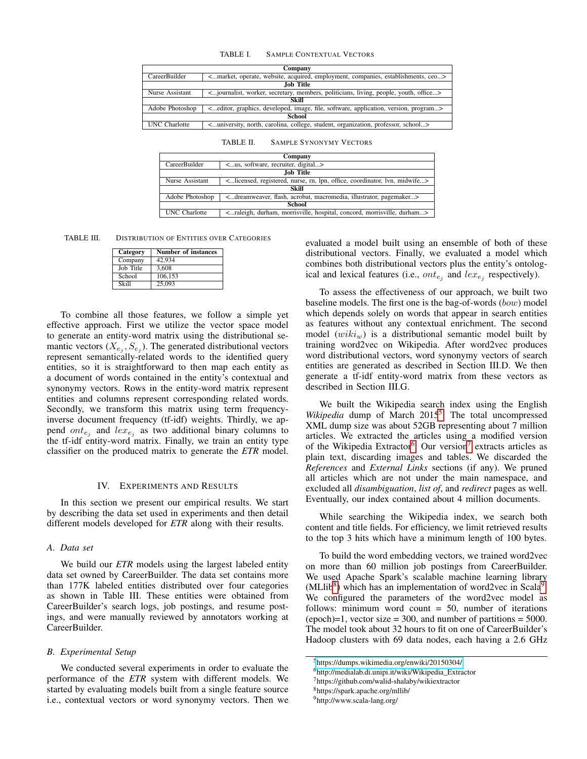TABLE I. SAMPLE CONTEXTUAL VECTORS

| Company | |
|---|---|
| CareerBuilder | <...market, operate, website, acquired, employment, companies, establishments, ceo...> |
| **Job Title** | |
| Nurse Assistant | <...journalist, worker, secretary, members, politicians, living, people, youth, office...> |
| **Skill** | |
| Adobe Photoshop | <...editor, graphics, developed, image, file, software, application, version, program...> |
| **School** | |
| UNC Charlotte | <...university, north, carolina, college, student, organization, professor, school...> |

TABLE II. SAMPLE SYNONYMY VECTORS

| Company | |
|---|---|
| CareerBuilder | <...us, software, recruiter, digital...> |
| **Job Title** | |
| Nurse Assistant | <...licensed, registered, nurse, rn, lpn, office, coordinator, lvn, midwife...> |
| **Skill** | |
| Adobe Photoshop | <...dreamweaver, flash, acrobat, macromedia, illustrator, pagemaker...> |
| **School** | |
| UNC Charlotte | <...raleigh, durham, morrisville, hospital, concord, morrisville, durham...> |

TABLE III. DISTRIBUTION OF ENTITIES OVER CATEGORIES

| Category | Number of instances |
|---|---|
| Company | 42,934 |
| Job Title | 3,608 |
| School | 106,153 |
| Skill | 25,093 |

To combine all those features, we follow a simple yet effective approach. First we utilize the vector space model to generate an entity-word matrix using the distributional semantic vectors ($X_{e_j}, S_{e_j}$). The generated distributional vectors represent semantically-related words to the identified query entities, so it is straightforward to then map each entity as a document of words contained in the entity's contextual and synonymy vectors. Rows in the entity-word matrix represent entities and columns represent corresponding related words. Secondly, we transform this matrix using term frequency-inverse document frequency (tf-idf) weights. Thirdly, we append $ont_{e_j}$ and $lex_{e_j}$ as two additional binary columns to the tf-idf entity-word matrix. Finally, we train an entity type classifier on the produced matrix to generate the *ETR* model.

## IV. EXPERIMENTS AND RESULTS

In this section we present our empirical results. We start by describing the data set used in experiments and then detail different models developed for *ETR* along with their results.

### A. Data set

We build our *ETR* models using the largest labeled entity data set owned by CareerBuilder. The data set contains more than 177K labeled entities distributed over four categories as shown in Table III. These entities were obtained from CareerBuilder's search logs, job postings, and resume postings, and were manually reviewed by annotators working at CareerBuilder.

### B. Experimental Setup

We conducted several experiments in order to evaluate the performance of the *ETR* system with different models. We started by evaluating models built from a single feature source i.e., contextual vectors or word synonymy vectors. Then we evaluated a model built using an ensemble of both of these distributional vectors. Finally, we evaluated a model which combines both distributional vectors plus the entity's ontological and lexical features (i.e., $ont_{e_j}$ and $lex_{e_j}$ respectively).

To assess the effectiveness of our approach, we built two baseline models. The first one is the bag-of-words ($bow$) model which depends solely on words that appear in search entities as features without any contextual enrichment. The second model ($wiki_w$) is a distributional semantic model built by training word2vec on Wikipedia. After word2vec produces word distributional vectors, word synonymy vectors of search entities are generated as described in Section III.D. We then generate a tf-idf entity-word matrix from these vectors as described in Section III.G.

We built the Wikipedia search index using the English *Wikipedia* dump of March 2015[5]. The total uncompressed XML dump size was about 52GB representing about 7 million articles. We extracted the articles using a modified version of the Wikipedia Extractor[6]. Our version[7] extracts articles as plain text, discarding images and tables. We discarded the *References* and *External Links* sections (if any). We pruned all articles which are not under the main namespace, and excluded all *disambiguation*, *list of*, and *redirect* pages as well. Eventually, our index contained about 4 million documents.

While searching the Wikipedia index, we search both content and title fields. For efficiency, we limit retrieved results to the top 3 hits which have a minimum length of 100 bytes.

To build the word embedding vectors, we trained word2vec on more than 60 million job postings from CareerBuilder. We used Apache Spark's scalable machine learning library (MLlib[8]) which has an implementation of word2vec in Scala[9]. We configured the parameters of the word2vec model as follows: minimum word count = 50, number of iterations (epoch)=1, vector size = 300, and number of partitions = 5000. The model took about 32 hours to fit on one of CareerBuilder's Hadoop clusters with 69 data nodes, each having a 2.6 GHz

[5] https://dumps.wikimedia.org/enwiki/20150304/

[6] http://medialab.di.unipi.it/wiki/Wikipedia_Extractor

[7] https://github.com/walid-shalaby/wikiextractor

[8] https://spark.apache.org/mllib/

[9] http://www.scala-lang.org/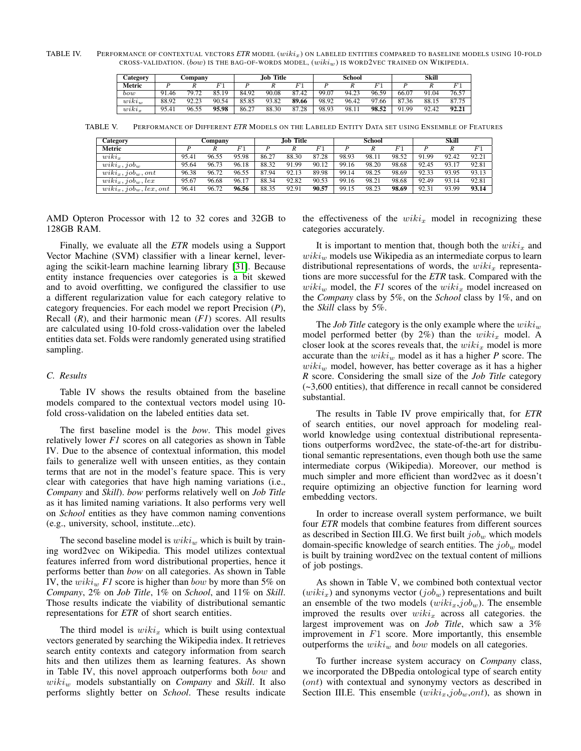TABLE IV. PERFORMANCE OF CONTEXTUAL VECTORS *ETR* MODEL ($wiki_x$) ON LABELED ENTITIES COMPARED TO BASELINE MODELS USING 10-FOLD CROSS-VALIDATION. ($bow$) IS THE BAG-OF-WORDS MODEL, ($wiki_w$) IS WORD2VEC TRAINED ON WIKIPEDIA.

| Category | Company | | | Job Title | | | School | | | Skill | | |
|---|---|---|---|---|---|---|---|---|---|---|---|---|
| Metric | P | R | $F1$ | P | R | $F1$ | P | R | $F1$ | P | R | $F1$ |
| $bow$ | 91.46 | 79.72 | 85.19 | 84.92 | 90.08 | 87.42 | 99.07 | 94.23 | 96.59 | 66.07 | 91.04 | 76.57 |
| $wiki_w$ | 88.92 | 92.23 | 90.54 | 85.85 | 93.82 | **89.66** | 98.92 | 96.42 | 97.66 | 87.36 | 88.15 | 87.75 |
| $wiki_x$ | 95.41 | 96.55 | **95.98** | 86.27 | 88.30 | 87.28 | 98.93 | 98.11 | **98.52** | 91.99 | 92.42 | **92.21** |

TABLE V. PERFORMANCE OF DIFFERENT *ETR* MODELS ON THE LABELED ENTITY DATA SET USING ENSEMBLE OF FEATURES

| Category | Company | | | Job Title | | | School | | | Skill | | |
|---|---|---|---|---|---|---|---|---|---|---|---|---|
| Metric | P | R | $F1$ | P | R | $F1$ | P | R | $F1$ | P | R | $F1$ |
| $wiki_x$ | 95.41 | 96.55 | 95.98 | 86.27 | 88.30 | 87.28 | 98.93 | 98.11 | 98.52 | 91.99 | 92.42 | 92.21 |
| $wiki_x, job_w$ | 95.64 | 96.73 | 96.18 | 88.32 | 91.99 | 90.12 | 99.16 | 98.20 | 98.68 | 92.45 | 93.17 | 92.81 |
| $wiki_x, job_w, ont$ | 96.38 | 96.72 | 96.55 | 87.94 | 92.13 | 89.98 | 99.14 | 98.25 | 98.69 | 92.33 | 93.95 | 93.13 |
| $wiki_x, job_w, lex$ | 95.67 | 96.68 | 96.17 | 88.34 | 92.82 | 90.53 | 99.16 | 98.21 | 98.68 | 92.49 | 93.14 | 92.81 |
| $wiki_x, job_w, lex, ont$ | 96.41 | 96.72 | **96.56** | 88.35 | 92.91 | **90.57** | 99.15 | 98.23 | **98.69** | 92.31 | 93.99 | **93.14** |

AMD Opteron Processor with 12 to 32 cores and 32GB to 128GB RAM.

Finally, we evaluate all the *ETR* models using a Support Vector Machine (SVM) classifier with a linear kernel, leveraging the scikit-learn machine learning library [31]. Because entity instance frequencies over categories is a bit skewed and to avoid overfitting, we configured the classifier to use a different regularization value for each category relative to category frequencies. For each model we report Precision (*P*), Recall (*R*), and their harmonic mean (*F1*) scores. All results are calculated using 10-fold cross-validation over the labeled entities data set. Folds were randomly generated using stratified sampling.

### C. Results

Table IV shows the results obtained from the baseline models compared to the contextual vectors model using 10-fold cross-validation on the labeled entities data set.

The first baseline model is the *bow*. This model gives relatively lower *F1* scores on all categories as shown in Table IV. Due to the absence of contextual information, this model fails to generalize well with unseen entities, as they contain terms that are not in the model's feature space. This is very clear with categories that have high naming variations (i.e., *Company* and *Skill*). *bow* performs relatively well on *Job Title* as it has limited naming variations. It also performs very well on *School* entities as they have common naming conventions (e.g., university, school, institute...etc).

The second baseline model is $wiki_w$ which is built by training word2vec on Wikipedia. This model utilizes contextual features inferred from word distributional properties, hence it performs better than *bow* on all categories. As shown in Table IV, the $wiki_w$ *F1* score is higher than $bow$ by more than 5% on *Company*, 2% on *Job Title*, 1% on *School*, and 11% on *Skill*. Those results indicate the viability of distributional semantic representations for *ETR* of short search entities.

The third model is $wiki_x$ which is built using contextual vectors generated by searching the Wikipedia index. It retrieves search entity contexts and category information from search hits and then utilizes them as learning features. As shown in Table IV, this novel approach outperforms both $bow$ and $wiki_w$ models substantially on *Company* and *Skill*. It also performs slightly better on *School*. These results indicate the effectiveness of the $wiki_x$ model in recognizing these categories accurately.

It is important to mention that, though both the $wiki_x$ and $wiki_w$ models use Wikipedia as an intermediate corpus to learn distributional representations of words, the $wiki_x$ representations are more successful for the *ETR* task. Compared with the $wiki_w$ model, the *F1* scores of the $wiki_x$ model increased on the *Company* class by 5%, on the *School* class by 1%, and on the *Skill* class by 5%.

The *Job Title* category is the only example where the $wiki_w$ model performed better (by 2%) than the $wiki_x$ model. A closer look at the scores reveals that, the $wiki_x$ model is more accurate than the $wiki_w$ model as it has a higher *P* score. The $wiki_w$ model, however, has better coverage as it has a higher *R* score. Considering the small size of the *Job Title* category (~3,600 entities), that difference in recall cannot be considered substantial.

The results in Table IV prove empirically that, for *ETR* of search entities, our novel approach for modeling real-world knowledge using contextual distributional representations outperforms word2vec, the state-of-the-art for distributional semantic representations, even though both use the same intermediate corpus (Wikipedia). Moreover, our method is much simpler and more efficient than word2vec as it doesn't require optimizing an objective function for learning word embedding vectors.

In order to increase overall system performance, we built four *ETR* models that combine features from different sources as described in Section III.G. We first built $job_w$ which models domain-specific knowledge of search entities. The $job_w$ model is built by training word2vec on the textual content of millions of job postings.

As shown in Table V, we combined both contextual vector ($wiki_x$) and synonyms vector ($job_w$) representations and built an ensemble of the two models ($wiki_x$,$job_w$). The ensemble improved the results over $wiki_x$ across all categories. the largest improvement was on *Job Title*, which saw a 3% improvement in $F1$ score. More importantly, this ensemble outperforms the $wiki_w$ and $bow$ models on all categories.

To further increase system accuracy on *Company* class, we incorporated the DBpedia ontological type of search entity ($ont$) with contextual and synonymy vectors as described in Section III.E. This ensemble ($wiki_x$,$job_w$,$ont$), as shown in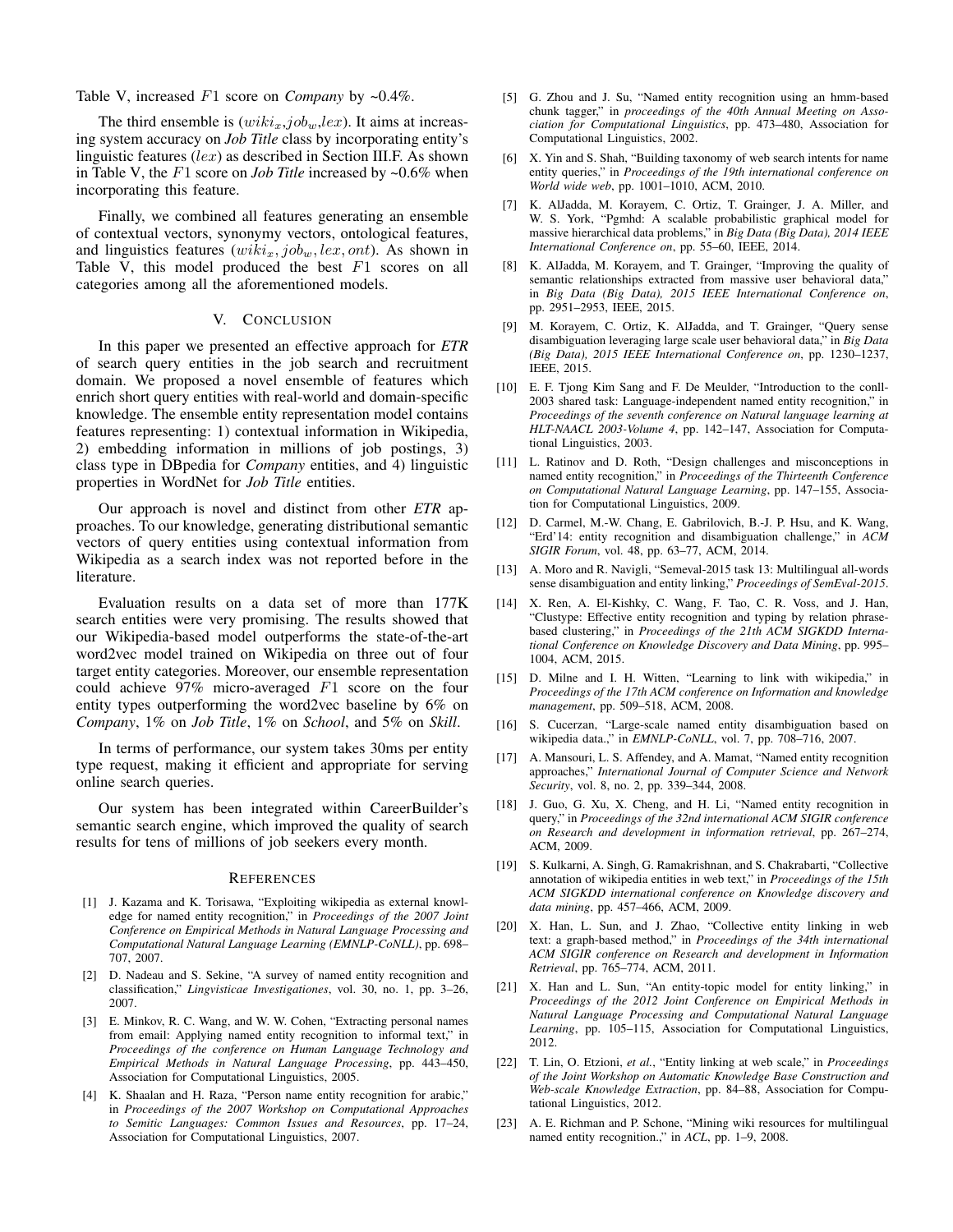Table V, increased $F1$ score on *Company* by ~0.4%.

The third ensemble is ($wiki_x$,$job_w$,$lex$). It aims at increasing system accuracy on *Job Title* class by incorporating entity's linguistic features ($lex$) as described in Section III.F. As shown in Table V, the $F1$ score on *Job Title* increased by ~0.6% when incorporating this feature.

Finally, we combined all features generating an ensemble of contextual vectors, synonymy vectors, ontological features, and linguistics features ($wiki_x, job_w, lex, ont$). As shown in Table V, this model produced the best $F1$ scores on all categories among all the aforementioned models.

## V. Conclusion

In this paper we presented an effective approach for *ETR* of search query entities in the job search and recruitment domain. We proposed a novel ensemble of features which enrich short query entities with real-world and domain-specific knowledge. The ensemble entity representation model contains features representing: 1) contextual information in Wikipedia, 2) embedding information in millions of job postings, 3) class type in DBpedia for *Company* entities, and 4) linguistic properties in WordNet for *Job Title* entities.

Our approach is novel and distinct from other *ETR* approaches. To our knowledge, generating distributional semantic vectors of query entities using contextual information from Wikipedia as a search index was not reported before in the literature.

Evaluation results on a data set of more than 177K search entities were very promising. The results showed that our Wikipedia-based model outperforms the state-of-the-art word2vec model trained on Wikipedia on three out of four target entity categories. Moreover, our ensemble representation could achieve 97% micro-averaged $F1$ score on the four entity types outperforming the word2vec baseline by 6% on *Company*, 1% on *Job Title*, 1% on *School*, and 5% on *Skill*.

In terms of performance, our system takes 30ms per entity type request, making it efficient and appropriate for serving online search queries.

Our system has been integrated within CareerBuilder's semantic search engine, which improved the quality of search results for tens of millions of job seekers every month.

## References

[1] J. Kazama and K. Torisawa, "Exploiting wikipedia as external knowledge for named entity recognition," in *Proceedings of the 2007 Joint Conference on Empirical Methods in Natural Language Processing and Computational Natural Language Learning (EMNLP-CoNLL)*, pp. 698–707, 2007.

[2] D. Nadeau and S. Sekine, "A survey of named entity recognition and classification," *Lingvisticae Investigationes*, vol. 30, no. 1, pp. 3–26, 2007.

[3] E. Minkov, R. C. Wang, and W. W. Cohen, "Extracting personal names from email: Applying named entity recognition to informal text," in *Proceedings of the conference on Human Language Technology and Empirical Methods in Natural Language Processing*, pp. 443–450, Association for Computational Linguistics, 2005.

[4] K. Shaalan and H. Raza, "Person name entity recognition for arabic," in *Proceedings of the 2007 Workshop on Computational Approaches to Semitic Languages: Common Issues and Resources*, pp. 17–24, Association for Computational Linguistics, 2007.

[5] G. Zhou and J. Su, "Named entity recognition using an hmm-based chunk tagger," in *proceedings of the 40th Annual Meeting on Association for Computational Linguistics*, pp. 473–480, Association for Computational Linguistics, 2002.

[6] X. Yin and S. Shah, "Building taxonomy of web search intents for name entity queries," in *Proceedings of the 19th international conference on World wide web*, pp. 1001–1010, ACM, 2010.

[7] K. AlJadda, M. Korayem, C. Ortiz, T. Grainger, J. A. Miller, and W. S. York, "Pgmhd: A scalable probabilistic graphical model for massive hierarchical data problems," in *Big Data (Big Data), 2014 IEEE International Conference on*, pp. 55–60, IEEE, 2014.

[8] K. AlJadda, M. Korayem, and T. Grainger, "Improving the quality of semantic relationships extracted from massive user behavioral data," in *Big Data (Big Data), 2015 IEEE International Conference on*, pp. 2951–2953, IEEE, 2015.

[9] M. Korayem, C. Ortiz, K. AlJadda, and T. Grainger, "Query sense disambiguation leveraging large scale user behavioral data," in *Big Data (Big Data), 2015 IEEE International Conference on*, pp. 1230–1237, IEEE, 2015.

[10] E. F. Tjong Kim Sang and F. De Meulder, "Introduction to the conll-2003 shared task: Language-independent named entity recognition," in *Proceedings of the seventh conference on Natural language learning at HLT-NAACL 2003-Volume 4*, pp. 142–147, Association for Computational Linguistics, 2003.

[11] L. Ratinov and D. Roth, "Design challenges and misconceptions in named entity recognition," in *Proceedings of the Thirteenth Conference on Computational Natural Language Learning*, pp. 147–155, Association for Computational Linguistics, 2009.

[12] D. Carmel, M.-W. Chang, E. Gabrilovich, B.-J. P. Hsu, and K. Wang, "Erd'14: entity recognition and disambiguation challenge," in *ACM SIGIR Forum*, vol. 48, pp. 63–77, ACM, 2014.

[13] A. Moro and R. Navigli, "Semeval-2015 task 13: Multilingual all-words sense disambiguation and entity linking," *Proceedings of SemEval-2015*.

[14] X. Ren, A. El-Kishky, C. Wang, F. Tao, C. R. Voss, and J. Han, "Clustype: Effective entity recognition and typing by relation phrase-based clustering," in *Proceedings of the 21th ACM SIGKDD International Conference on Knowledge Discovery and Data Mining*, pp. 995–1004, ACM, 2015.

[15] D. Milne and I. H. Witten, "Learning to link with wikipedia," in *Proceedings of the 17th ACM conference on Information and knowledge management*, pp. 509–518, ACM, 2008.

[16] S. Cucerzan, "Large-scale named entity disambiguation based on wikipedia data.," in *EMNLP-CoNLL*, vol. 7, pp. 708–716, 2007.

[17] A. Mansouri, L. S. Affendey, and A. Mamat, "Named entity recognition approaches," *International Journal of Computer Science and Network Security*, vol. 8, no. 2, pp. 339–344, 2008.

[18] J. Guo, G. Xu, X. Cheng, and H. Li, "Named entity recognition in query," in *Proceedings of the 32nd international ACM SIGIR conference on Research and development in information retrieval*, pp. 267–274, ACM, 2009.

[19] S. Kulkarni, A. Singh, G. Ramakrishnan, and S. Chakrabarti, "Collective annotation of wikipedia entities in web text," in *Proceedings of the 15th ACM SIGKDD international conference on Knowledge discovery and data mining*, pp. 457–466, ACM, 2009.

[20] X. Han, L. Sun, and J. Zhao, "Collective entity linking in web text: a graph-based method," in *Proceedings of the 34th international ACM SIGIR conference on Research and development in Information Retrieval*, pp. 765–774, ACM, 2011.

[21] X. Han and L. Sun, "An entity-topic model for entity linking," in *Proceedings of the 2012 Joint Conference on Empirical Methods in Natural Language Processing and Computational Natural Language Learning*, pp. 105–115, Association for Computational Linguistics, 2012.

[22] T. Lin, O. Etzioni, *et al.*, "Entity linking at web scale," in *Proceedings of the Joint Workshop on Automatic Knowledge Base Construction and Web-scale Knowledge Extraction*, pp. 84–88, Association for Computational Linguistics, 2012.

[23] A. E. Richman and P. Schone, "Mining wiki resources for multilingual named entity recognition.," in *ACL*, pp. 1–9, 2008.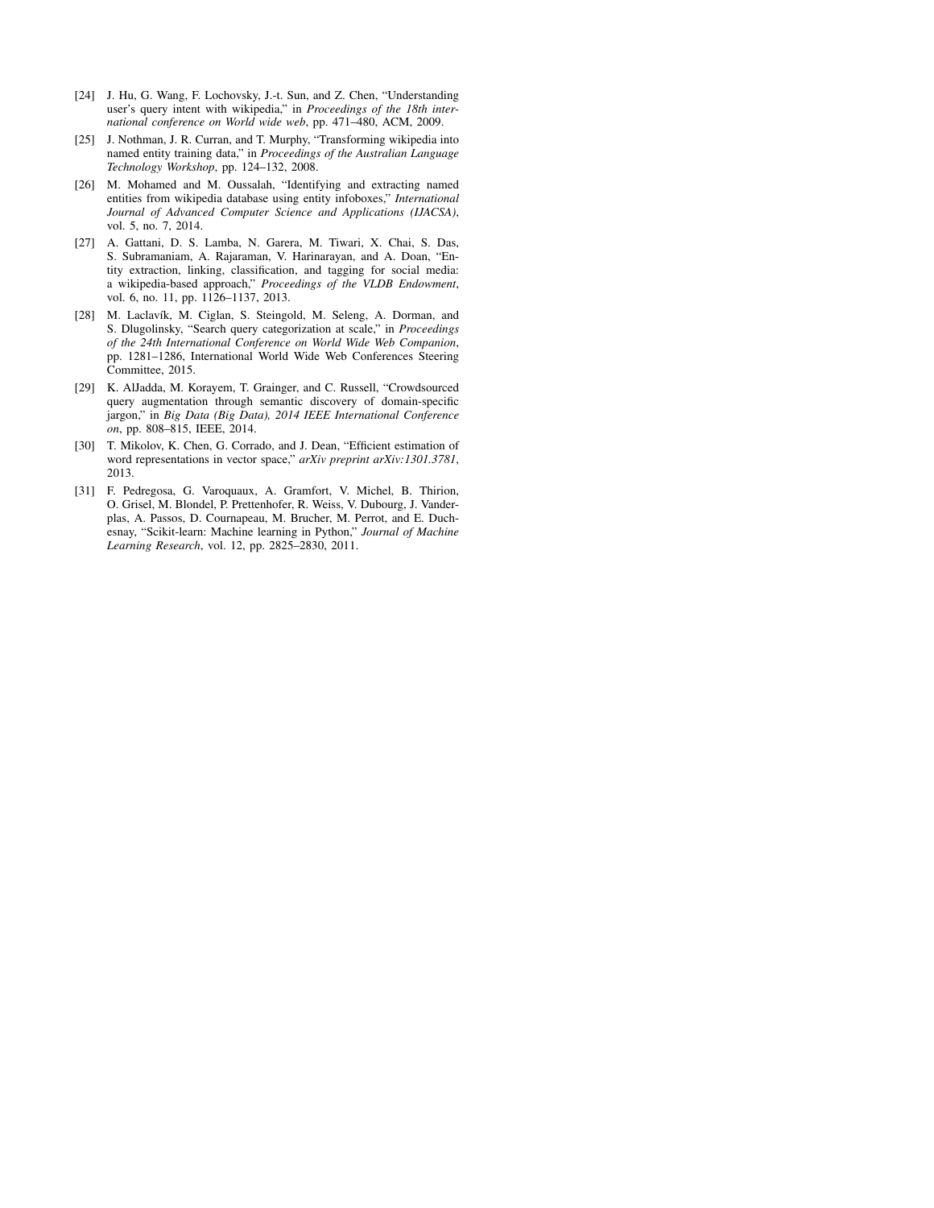[24] J. Hu, G. Wang, F. Lochovsky, J.-t. Sun, and Z. Chen, "Understanding user's query intent with wikipedia," in *Proceedings of the 18th international conference on World wide web*, pp. 471–480, ACM, 2009.

[25] J. Nothman, J. R. Curran, and T. Murphy, "Transforming wikipedia into named entity training data," in *Proceedings of the Australian Language Technology Workshop*, pp. 124–132, 2008.

[26] M. Mohamed and M. Oussalah, "Identifying and extracting named entities from wikipedia database using entity infoboxes," *International Journal of Advanced Computer Science and Applications (IJACSA)*, vol. 5, no. 7, 2014.

[27] A. Gattani, D. S. Lamba, N. Garera, M. Tiwari, X. Chai, S. Das, S. Subramaniam, A. Rajaraman, V. Harinarayan, and A. Doan, "Entity extraction, linking, classification, and tagging for social media: a wikipedia-based approach," *Proceedings of the VLDB Endowment*, vol. 6, no. 11, pp. 1126–1137, 2013.

[28] M. Laclavík, M. Ciglan, S. Steingold, M. Seleng, A. Dorman, and S. Dlugolinsky, "Search query categorization at scale," in *Proceedings of the 24th International Conference on World Wide Web Companion*, pp. 1281–1286, International World Wide Web Conferences Steering Committee, 2015.

[29] K. AlJadda, M. Korayem, T. Grainger, and C. Russell, "Crowdsourced query augmentation through semantic discovery of domain-specific jargon," in *Big Data (Big Data), 2014 IEEE International Conference on*, pp. 808–815, IEEE, 2014.

[30] T. Mikolov, K. Chen, G. Corrado, and J. Dean, "Efficient estimation of word representations in vector space," *arXiv preprint arXiv:1301.3781*, 2013.

[31] F. Pedregosa, G. Varoquaux, A. Gramfort, V. Michel, B. Thirion, O. Grisel, M. Blondel, P. Prettenhofer, R. Weiss, V. Dubourg, J. Vanderplas, A. Passos, D. Cournapeau, M. Brucher, M. Perrot, and E. Duchesnay, "Scikit-learn: Machine learning in Python," *Journal of Machine Learning Research*, vol. 12, pp. 2825–2830, 2011.